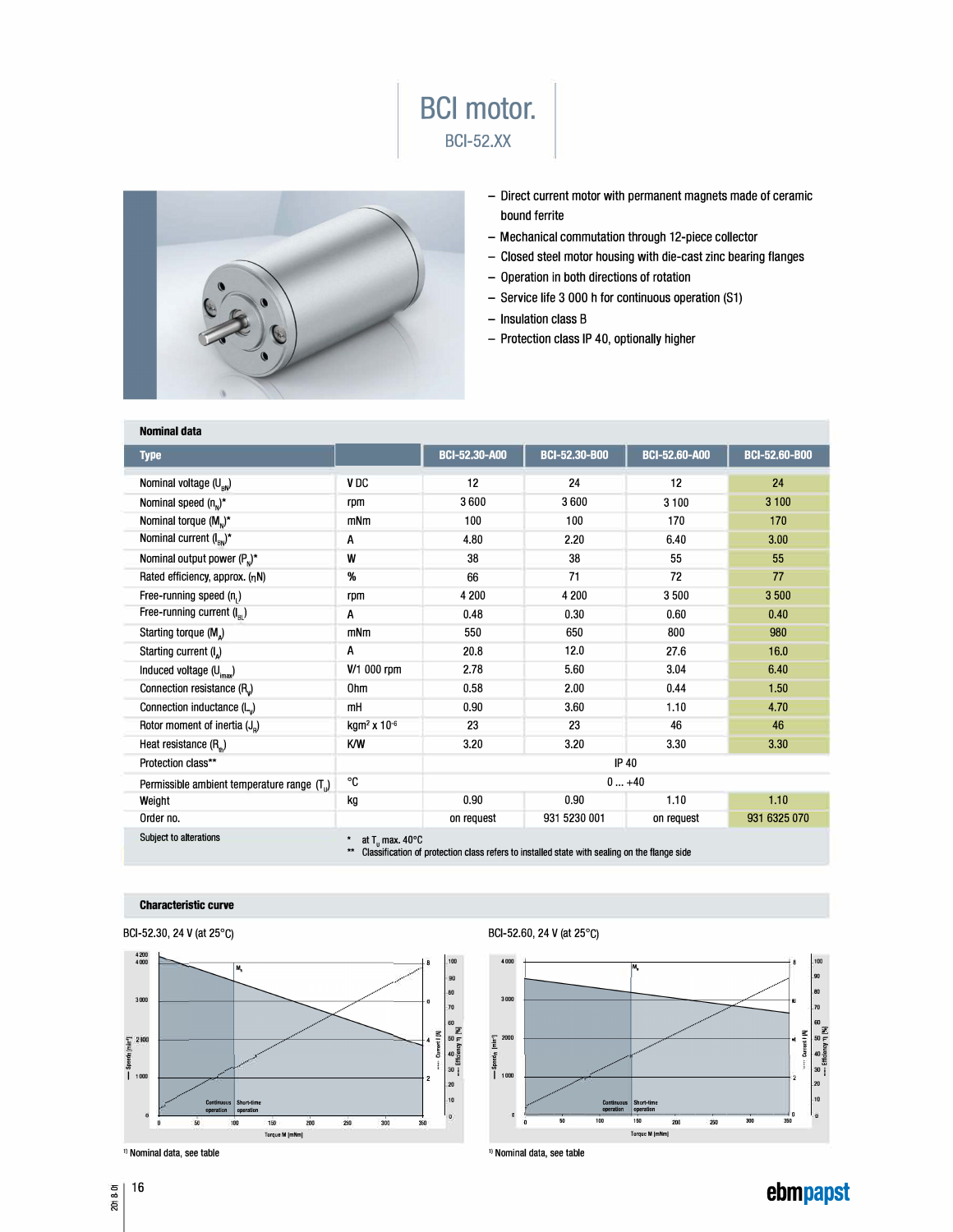# BCI motor.

## BCI-52.XX

- Direct current motor with permanent magnets made of ceramic bound ferrite
- Mechanical commutation through 12-piece collector
- Closed steel motor housing with die-cast zinc bearing flanges
- Operation in both directions of rotation
- Service life 3 000 h for continuous operation (S1)
- Insulation class B
- Protection class IP 40, optionally higher

### Nominal data

| Type | | BCI-52.30-A00 | BCI-52.30-B00 | BCI-52.60-A00 | BCI-52.60-B00 |
|---|---|---|---|---|---|
| Nominal voltage ($U_{BN}$) | V DC | 12 | 24 | 12 | 24 |
| Nominal speed ($n_N$)* | rpm | 3 600 | 3 600 | 3 100 | 3 100 |
| Nominal torque ($M_N$)* | mNm | 100 | 100 | 170 | 170 |
| Nominal current ($I_{BN}$)* | A | 4.80 | 2.20 | 6.40 | 3.00 |
| Nominal output power ($P_N$)* | W | 38 | 38 | 55 | 55 |
| Rated efficiency, approx. ($\eta N$) | % | 66 | 71 | 72 | 77 |
| Free-running speed ($n_L$) | rpm | 4 200 | 4 200 | 3 500 | 3 500 |
| Free-running current ($I_{BL}$) | A | 0.48 | 0.30 | 0.60 | 0.40 |
| Starting torque ($M_A$) | mNm | 550 | 650 | 800 | 980 |
| Starting current ($I_A$) | A | 20.8 | 12.0 | 27.6 | 16.0 |
| Induced voltage ($U_{imax}$) | V/1 000 rpm | 2.78 | 5.60 | 3.04 | 6.40 |
| Connection resistance ($R_V$) | Ohm | 0.58 | 2.00 | 0.44 | 1.50 |
| Connection inductance ($L_V$) | mH | 0.90 | 3.60 | 1.10 | 4.70 |
| Rotor moment of inertia ($J_R$) | $kgm^2 \times 10^{-6}$ | 23 | 23 | 46 | 46 |
| Heat resistance ($R_{th}$) | K/W | 3.20 | 3.20 | 3.30 | 3.30 |
| Protection class** | | IP 40 | | | |
| Permissible ambient temperature range ($T_U$) | °C | 0 ... +40 | | | |
| Weight | kg | 0.90 | 0.90 | 1.10 | 1.10 |
| Order no. | | on request | 931 5230 001 | on request | 931 6325 070 |

Subject to alterations

\* at $T_U$ max. 40°C

\*\* Classification of protection class refers to installed state with sealing on the flange side

### Characteristic curve

BCI-52.30, 24 V (at 25°C)

[1] Nominal data, see table

BCI-52.60, 24 V (at 25°C)

[1] Nominal data, see table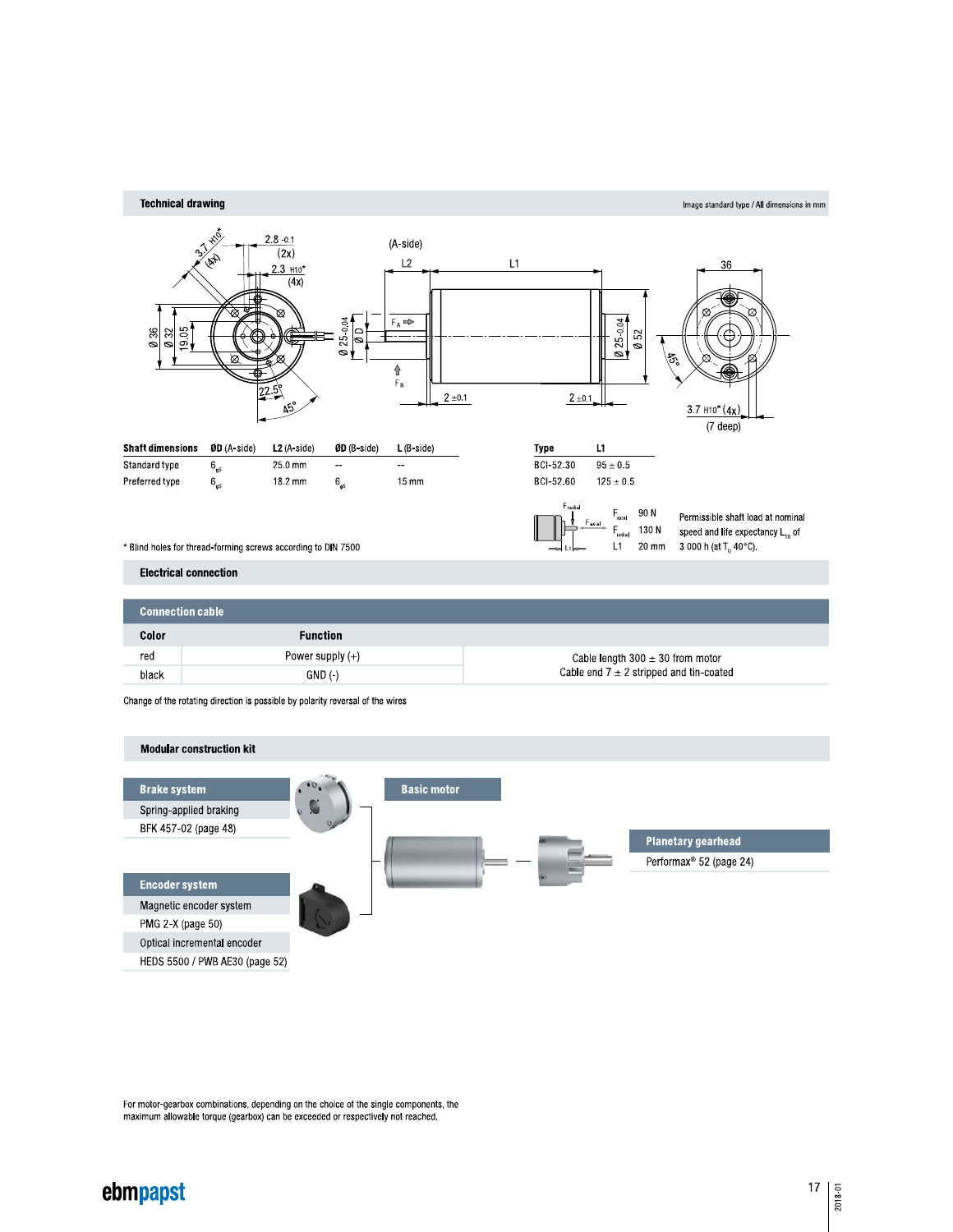## Technical drawing

Image standard type / All dimensions in mm

| Shaft dimensions | ØD (A-side) | L2 (A-side) | ØD (B-side) | L (B-side) |
| --- | --- | --- | --- | --- |
| Standard type | $6_{g5}$ | 25.0 mm | -- | -- |
| Preferred type | $6_{g5}$ | 18.2 mm | $6_{g5}$ | 15 mm |

| Type | L1 |
| --- | --- |
| BCI-52.30 | 95 ± 0.5 |
| BCI-52.60 | 125 ± 0.5 |

| | | |
| --- | --- | --- |
| $F_{axial}$ | 90 N | Permissible shaft load at nominal speed and life expectancy $L_{10}$ of 3 000 h (at $T_U$ 40°C). |
| $F_{radial}$ | 130 N | |
| L1 | 20 mm | |

\* Blind holes for thread-forming screws according to DIN 7500

## Electrical connection

### Connection cable

| Color | Function | |
| --- | --- | --- |
| red | Power supply (+) | Cable length 300 ± 30 from motor<br>Cable end 7 ± 2 stripped and tin-coated |
| black | GND (-) | |

Change of the rotating direction is possible by polarity reversal of the wires

## Modular construction kit

**Brake system**
- Spring-applied braking
- BFK 457-02 (page 48)

**Encoder system**
- Magnetic encoder system
- PMG 2-X (page 50)
- Optical incremental encoder
- HEDS 5500 / PWB AE30 (page 52)

**Basic motor**

**Planetary gearhead**
- Performax® 52 (page 24)

For motor-gearbox combinations, depending on the choice of the single components, the maximum allowable torque (gearbox) can be exceeded or respectively not reached.